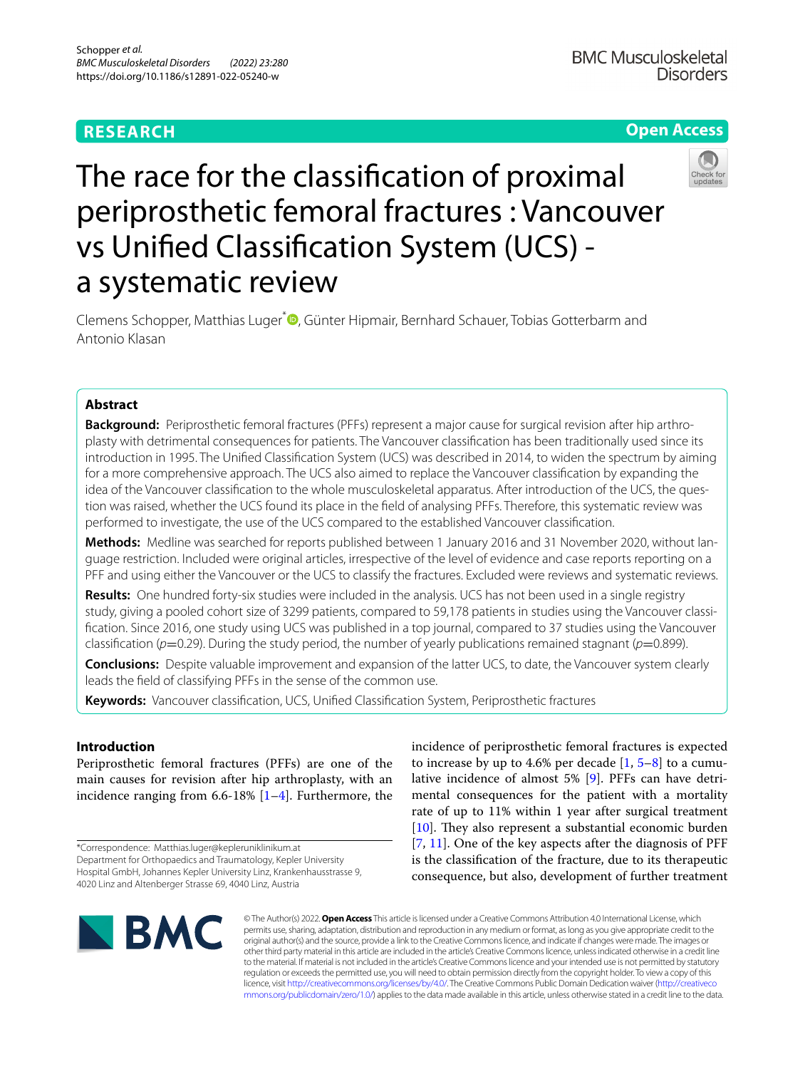RESEARCH

Open Access

# The race for the classification of proximal periprosthetic femoral fractures : Vancouver vs Unified Classification System (UCS) - a systematic review

Clemens Schopper, Matthias Luger*, Günter Hipmair, Bernhard Schauer, Tobias Gotterbarm and Antonio Klasan

## Abstract

**Background:** Periprosthetic femoral fractures (PFFs) represent a major cause for surgical revision after hip arthroplasty with detrimental consequences for patients. The Vancouver classification has been traditionally used since its introduction in 1995. The Unified Classification System (UCS) was described in 2014, to widen the spectrum by aiming for a more comprehensive approach. The UCS also aimed to replace the Vancouver classification by expanding the idea of the Vancouver classification to the whole musculoskeletal apparatus. After introduction of the UCS, the question was raised, whether the UCS found its place in the field of analysing PFFs. Therefore, this systematic review was performed to investigate, the use of the UCS compared to the established Vancouver classification.

**Methods:** Medline was searched for reports published between 1 January 2016 and 31 November 2020, without language restriction. Included were original articles, irrespective of the level of evidence and case reports reporting on a PFF and using either the Vancouver or the UCS to classify the fractures. Excluded were reviews and systematic reviews.

**Results:** One hundred forty-six studies were included in the analysis. UCS has not been used in a single registry study, giving a pooled cohort size of 3299 patients, compared to 59,178 patients in studies using the Vancouver classification. Since 2016, one study using UCS was published in a top journal, compared to 37 studies using the Vancouver classification ($p=0.29$). During the study period, the number of yearly publications remained stagnant ($p=0.899$).

**Conclusions:** Despite valuable improvement and expansion of the latter UCS, to date, the Vancouver system clearly leads the field of classifying PFFs in the sense of the common use.

**Keywords:** Vancouver classification, UCS, Unified Classification System, Periprosthetic fractures

## Introduction

Periprosthetic femoral fractures (PFFs) are one of the main causes for revision after hip arthroplasty, with an incidence ranging from 6.6-18% [1–4]. Furthermore, the incidence of periprosthetic femoral fractures is expected to increase by up to 4.6% per decade [1, 5–8] to a cumulative incidence of almost 5% [9]. PFFs can have detrimental consequences for the patient with a mortality rate of up to 11% within 1 year after surgical treatment [10]. They also represent a substantial economic burden [7, 11]. One of the key aspects after the diagnosis of PFF is the classification of the fracture, due to its therapeutic consequence, but also, development of further treatment

*Correspondence: Matthias.luger@kepleruniklinikum.at
Department for Orthopaedics and Traumatology, Kepler University Hospital GmbH, Johannes Kepler University Linz, Krankenhausstrasse 9, 4020 Linz and Altenberger Strasse 69, 4040 Linz, Austria

© The Author(s) 2022. **Open Access** This article is licensed under a Creative Commons Attribution 4.0 International License, which permits use, sharing, adaptation, distribution and reproduction in any medium or format, as long as you give appropriate credit to the original author(s) and the source, provide a link to the Creative Commons licence, and indicate if changes were made. The images or other third party material in this article are included in the article's Creative Commons licence, unless indicated otherwise in a credit line to the material. If material is not included in the article's Creative Commons licence and your intended use is not permitted by statutory regulation or exceeds the permitted use, you will need to obtain permission directly from the copyright holder. To view a copy of this licence, visit http://creativecommons.org/licenses/by/4.0/. The Creative Commons Public Domain Dedication waiver (http://creativecommons.org/publicdomain/zero/1.0/) applies to the data made available in this article, unless otherwise stated in a credit line to the data.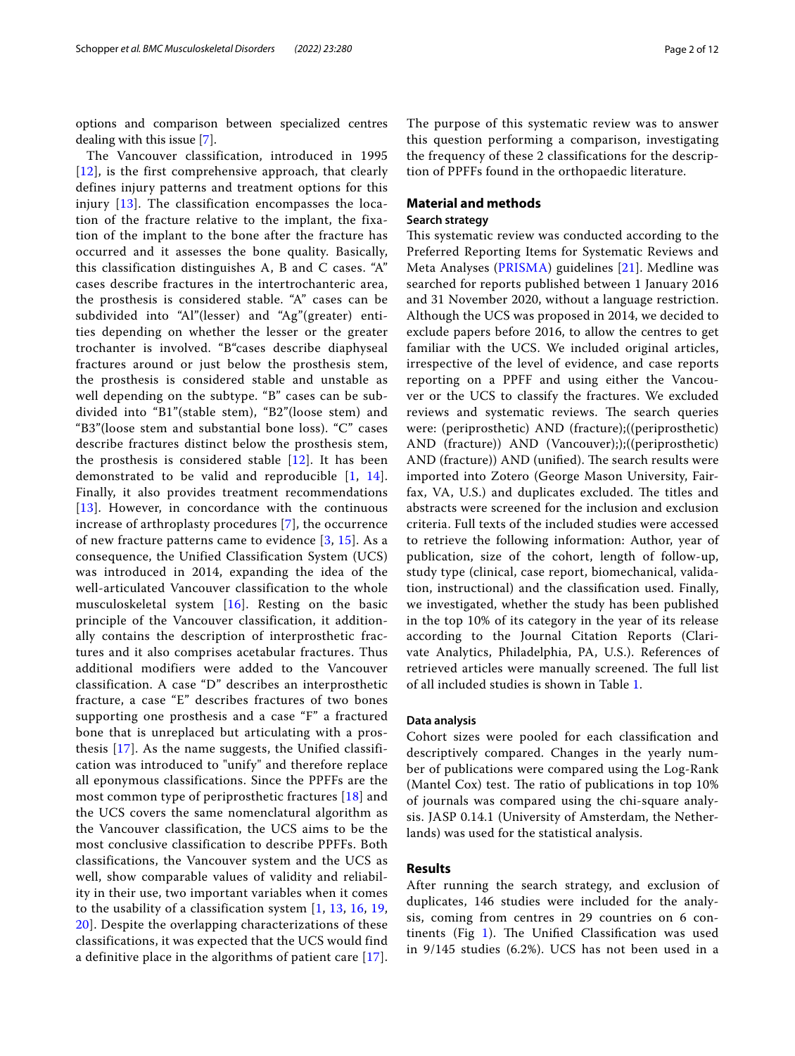options and comparison between specialized centres dealing with this issue [7].

The Vancouver classification, introduced in 1995 [12], is the first comprehensive approach, that clearly defines injury patterns and treatment options for this injury [13]. The classification encompasses the location of the fracture relative to the implant, the fixation of the implant to the bone after the fracture has occurred and it assesses the bone quality. Basically, this classification distinguishes A, B and C cases. "A" cases describe fractures in the intertrochanteric area, the prosthesis is considered stable. "A" cases can be subdivided into "Al"(lesser) and "Ag"(greater) entities depending on whether the lesser or the greater trochanter is involved. "B"cases describe diaphyseal fractures around or just below the prosthesis stem, the prosthesis is considered stable and unstable as well depending on the subtype. "B" cases can be subdivided into "B1"(stable stem), "B2"(loose stem) and "B3"(loose stem and substantial bone loss). "C" cases describe fractures distinct below the prosthesis stem, the prosthesis is considered stable [12]. It has been demonstrated to be valid and reproducible [1, 14]. Finally, it also provides treatment recommendations [13]. However, in concordance with the continuous increase of arthroplasty procedures [7], the occurrence of new fracture patterns came to evidence [3, 15]. As a consequence, the Unified Classification System (UCS) was introduced in 2014, expanding the idea of the well-articulated Vancouver classification to the whole musculoskeletal system [16]. Resting on the basic principle of the Vancouver classification, it additionally contains the description of interprosthetic fractures and it also comprises acetabular fractures. Thus additional modifiers were added to the Vancouver classification. A case "D" describes an interprosthetic fracture, a case "E" describes fractures of two bones supporting one prosthesis and a case "F" a fractured bone that is unreplaced but articulating with a prosthesis [17]. As the name suggests, the Unified classification was introduced to "unify" and therefore replace all eponymous classifications. Since the PPFFs are the most common type of periprosthetic fractures [18] and the UCS covers the same nomenclatural algorithm as the Vancouver classification, the UCS aims to be the most conclusive classification to describe PPFFs. Both classifications, the Vancouver system and the UCS as well, show comparable values of validity and reliability in their use, two important variables when it comes to the usability of a classification system [1, 13, 16, 19, 20]. Despite the overlapping characterizations of these classifications, it was expected that the UCS would find a definitive place in the algorithms of patient care [17]. The purpose of this systematic review was to answer this question performing a comparison, investigating the frequency of these 2 classifications for the description of PPFFs found in the orthopaedic literature.

## Material and methods

### Search strategy

This systematic review was conducted according to the Preferred Reporting Items for Systematic Reviews and Meta Analyses (PRISMA) guidelines [21]. Medline was searched for reports published between 1 January 2016 and 31 November 2020, without a language restriction. Although the UCS was proposed in 2014, we decided to exclude papers before 2016, to allow the centres to get familiar with the UCS. We included original articles, irrespective of the level of evidence, and case reports reporting on a PPFF and using either the Vancouver or the UCS to classify the fractures. We excluded reviews and systematic reviews. The search queries were: (periprosthetic) AND (fracture);((periprosthetic) AND (fracture)) AND (Vancouver););((periprosthetic) AND (fracture)) AND (unified). The search results were imported into Zotero (George Mason University, Fairfax, VA, U.S.) and duplicates excluded. The titles and abstracts were screened for the inclusion and exclusion criteria. Full texts of the included studies were accessed to retrieve the following information: Author, year of publication, size of the cohort, length of follow-up, study type (clinical, case report, biomechanical, validation, instructional) and the classification used. Finally, we investigated, whether the study has been published in the top 10% of its category in the year of its release according to the Journal Citation Reports (Clarivate Analytics, Philadelphia, PA, U.S.). References of retrieved articles were manually screened. The full list of all included studies is shown in Table 1.

### Data analysis

Cohort sizes were pooled for each classification and descriptively compared. Changes in the yearly number of publications were compared using the Log-Rank (Mantel Cox) test. The ratio of publications in top 10% of journals was compared using the chi-square analysis. JASP 0.14.1 (University of Amsterdam, the Netherlands) was used for the statistical analysis.

## Results

After running the search strategy, and exclusion of duplicates, 146 studies were included for the analysis, coming from centres in 29 countries on 6 continents (Fig 1). The Unified Classification was used in 9/145 studies (6.2%). UCS has not been used in a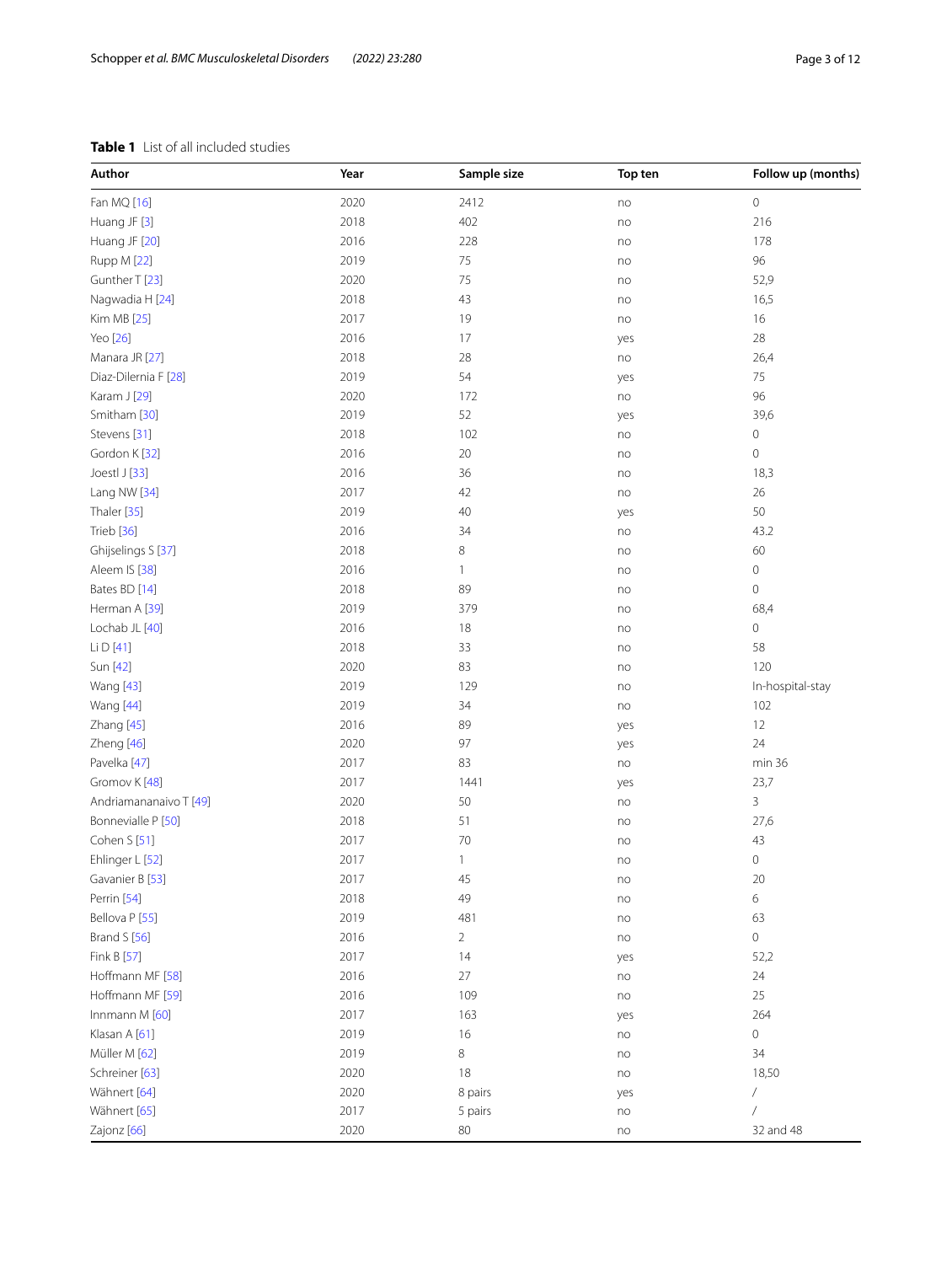**Table 1** List of all included studies

| Author | Year | Sample size | Top ten | Follow up (months) |
|---|---|---|---|---|
| Fan MQ [16] | 2020 | 2412 | no | 0 |
| Huang JF [3] | 2018 | 402 | no | 216 |
| Huang JF [20] | 2016 | 228 | no | 178 |
| Rupp M [22] | 2019 | 75 | no | 96 |
| Gunther T [23] | 2020 | 75 | no | 52,9 |
| Nagwadia H [24] | 2018 | 43 | no | 16,5 |
| Kim MB [25] | 2017 | 19 | no | 16 |
| Yeo [26] | 2016 | 17 | yes | 28 |
| Manara JR [27] | 2018 | 28 | no | 26,4 |
| Diaz-Dilernia F [28] | 2019 | 54 | yes | 75 |
| Karam J [29] | 2020 | 172 | no | 96 |
| Smitham [30] | 2019 | 52 | yes | 39,6 |
| Stevens [31] | 2018 | 102 | no | 0 |
| Gordon K [32] | 2016 | 20 | no | 0 |
| Joestl J [33] | 2016 | 36 | no | 18,3 |
| Lang NW [34] | 2017 | 42 | no | 26 |
| Thaler [35] | 2019 | 40 | yes | 50 |
| Trieb [36] | 2016 | 34 | no | 43.2 |
| Ghijselings S [37] | 2018 | 8 | no | 60 |
| Aleem IS [38] | 2016 | 1 | no | 0 |
| Bates BD [14] | 2018 | 89 | no | 0 |
| Herman A [39] | 2019 | 379 | no | 68,4 |
| Lochab JL [40] | 2016 | 18 | no | 0 |
| Li D [41] | 2018 | 33 | no | 58 |
| Sun [42] | 2020 | 83 | no | 120 |
| Wang [43] | 2019 | 129 | no | In-hospital-stay |
| Wang [44] | 2019 | 34 | no | 102 |
| Zhang [45] | 2016 | 89 | yes | 12 |
| Zheng [46] | 2020 | 97 | yes | 24 |
| Pavelka [47] | 2017 | 83 | no | min 36 |
| Gromov K [48] | 2017 | 1441 | yes | 23,7 |
| Andriamananaivo T [49] | 2020 | 50 | no | 3 |
| Bonnevialle P [50] | 2018 | 51 | no | 27,6 |
| Cohen S [51] | 2017 | 70 | no | 43 |
| Ehlinger L [52] | 2017 | 1 | no | 0 |
| Gavanier B [53] | 2017 | 45 | no | 20 |
| Perrin [54] | 2018 | 49 | no | 6 |
| Bellova P [55] | 2019 | 481 | no | 63 |
| Brand S [56] | 2016 | 2 | no | 0 |
| Fink B [57] | 2017 | 14 | yes | 52,2 |
| Hoffmann MF [58] | 2016 | 27 | no | 24 |
| Hoffmann MF [59] | 2016 | 109 | no | 25 |
| Innmann M [60] | 2017 | 163 | yes | 264 |
| Klasan A [61] | 2019 | 16 | no | 0 |
| Müller M [62] | 2019 | 8 | no | 34 |
| Schreiner [63] | 2020 | 18 | no | 18,50 |
| Wähnert [64] | 2020 | 8 pairs | yes | / |
| Wähnert [65] | 2017 | 5 pairs | no | / |
| Zajonz [66] | 2020 | 80 | no | 32 and 48 |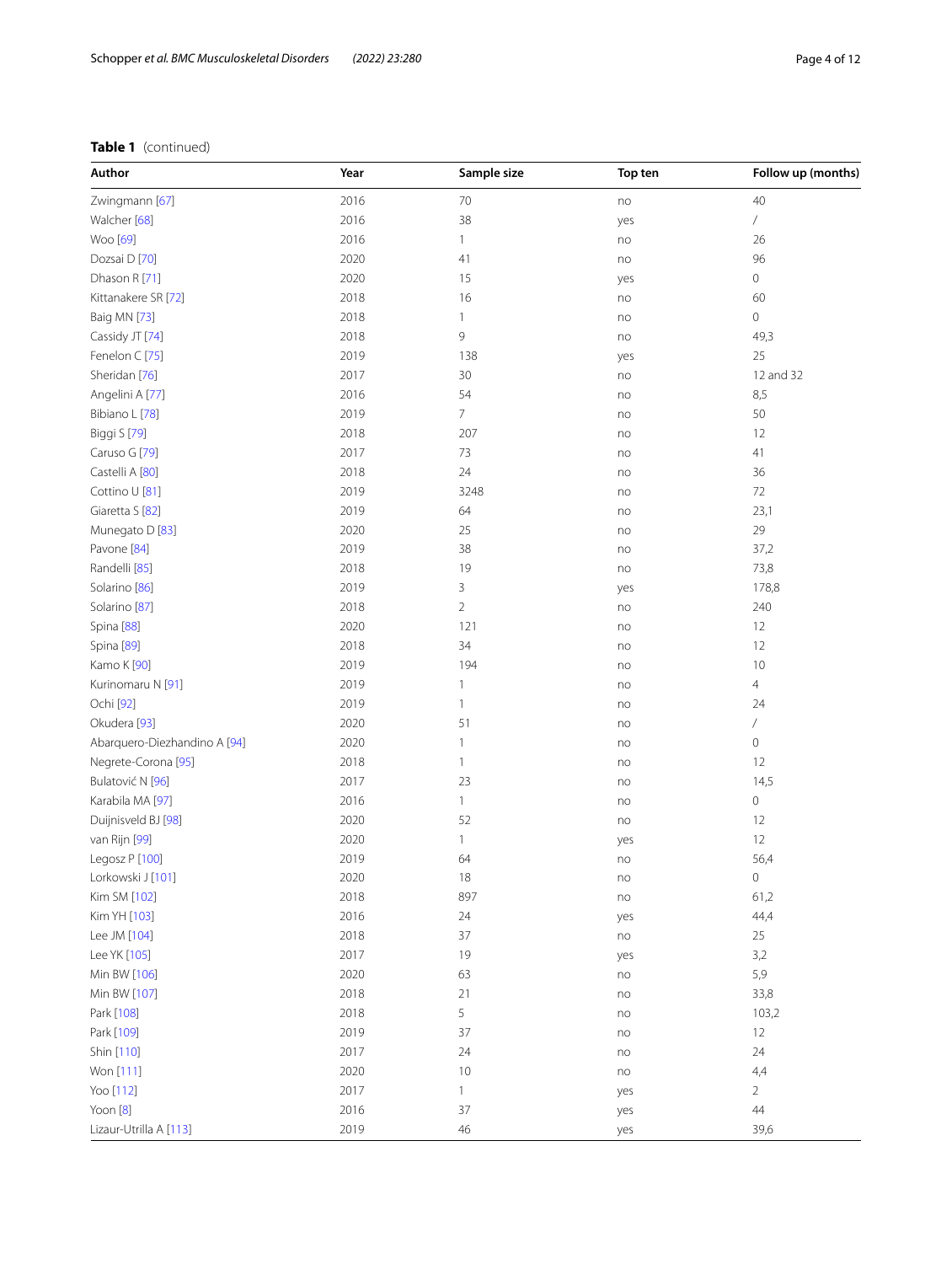**Table 1** (continued)

| Author | Year | Sample size | Top ten | Follow up (months) |
|---|---|---|---|---|
| Zwingmann [67] | 2016 | 70 | no | 40 |
| Walcher [68] | 2016 | 38 | yes | / |
| Woo [69] | 2016 | 1 | no | 26 |
| Dozsai D [70] | 2020 | 41 | no | 96 |
| Dhason R [71] | 2020 | 15 | yes | 0 |
| Kittanakere SR [72] | 2018 | 16 | no | 60 |
| Baig MN [73] | 2018 | 1 | no | 0 |
| Cassidy JT [74] | 2018 | 9 | no | 49,3 |
| Fenelon C [75] | 2019 | 138 | yes | 25 |
| Sheridan [76] | 2017 | 30 | no | 12 and 32 |
| Angelini A [77] | 2016 | 54 | no | 8,5 |
| Bibiano L [78] | 2019 | 7 | no | 50 |
| Biggi S [79] | 2018 | 207 | no | 12 |
| Caruso G [79] | 2017 | 73 | no | 41 |
| Castelli A [80] | 2018 | 24 | no | 36 |
| Cottino U [81] | 2019 | 3248 | no | 72 |
| Giaretta S [82] | 2019 | 64 | no | 23,1 |
| Munegato D [83] | 2020 | 25 | no | 29 |
| Pavone [84] | 2019 | 38 | no | 37,2 |
| Randelli [85] | 2018 | 19 | no | 73,8 |
| Solarino [86] | 2019 | 3 | yes | 178,8 |
| Solarino [87] | 2018 | 2 | no | 240 |
| Spina [88] | 2020 | 121 | no | 12 |
| Spina [89] | 2018 | 34 | no | 12 |
| Kamo K [90] | 2019 | 194 | no | 10 |
| Kurinomaru N [91] | 2019 | 1 | no | 4 |
| Ochi [92] | 2019 | 1 | no | 24 |
| Okudera [93] | 2020 | 51 | no | / |
| Abarquero-Diezhandino A [94] | 2020 | 1 | no | 0 |
| Negrete-Corona [95] | 2018 | 1 | no | 12 |
| Bulatović N [96] | 2017 | 23 | no | 14,5 |
| Karabila MA [97] | 2016 | 1 | no | 0 |
| Duijnisveld BJ [98] | 2020 | 52 | no | 12 |
| van Rijn [99] | 2020 | 1 | yes | 12 |
| Legosz P [100] | 2019 | 64 | no | 56,4 |
| Lorkowski J [101] | 2020 | 18 | no | 0 |
| Kim SM [102] | 2018 | 897 | no | 61,2 |
| Kim YH [103] | 2016 | 24 | yes | 44,4 |
| Lee JM [104] | 2018 | 37 | no | 25 |
| Lee YK [105] | 2017 | 19 | yes | 3,2 |
| Min BW [106] | 2020 | 63 | no | 5,9 |
| Min BW [107] | 2018 | 21 | no | 33,8 |
| Park [108] | 2018 | 5 | no | 103,2 |
| Park [109] | 2019 | 37 | no | 12 |
| Shin [110] | 2017 | 24 | no | 24 |
| Won [111] | 2020 | 10 | no | 4,4 |
| Yoo [112] | 2017 | 1 | yes | 2 |
| Yoon [8] | 2016 | 37 | yes | 44 |
| Lizaur-Utrilla A [113] | 2019 | 46 | yes | 39,6 |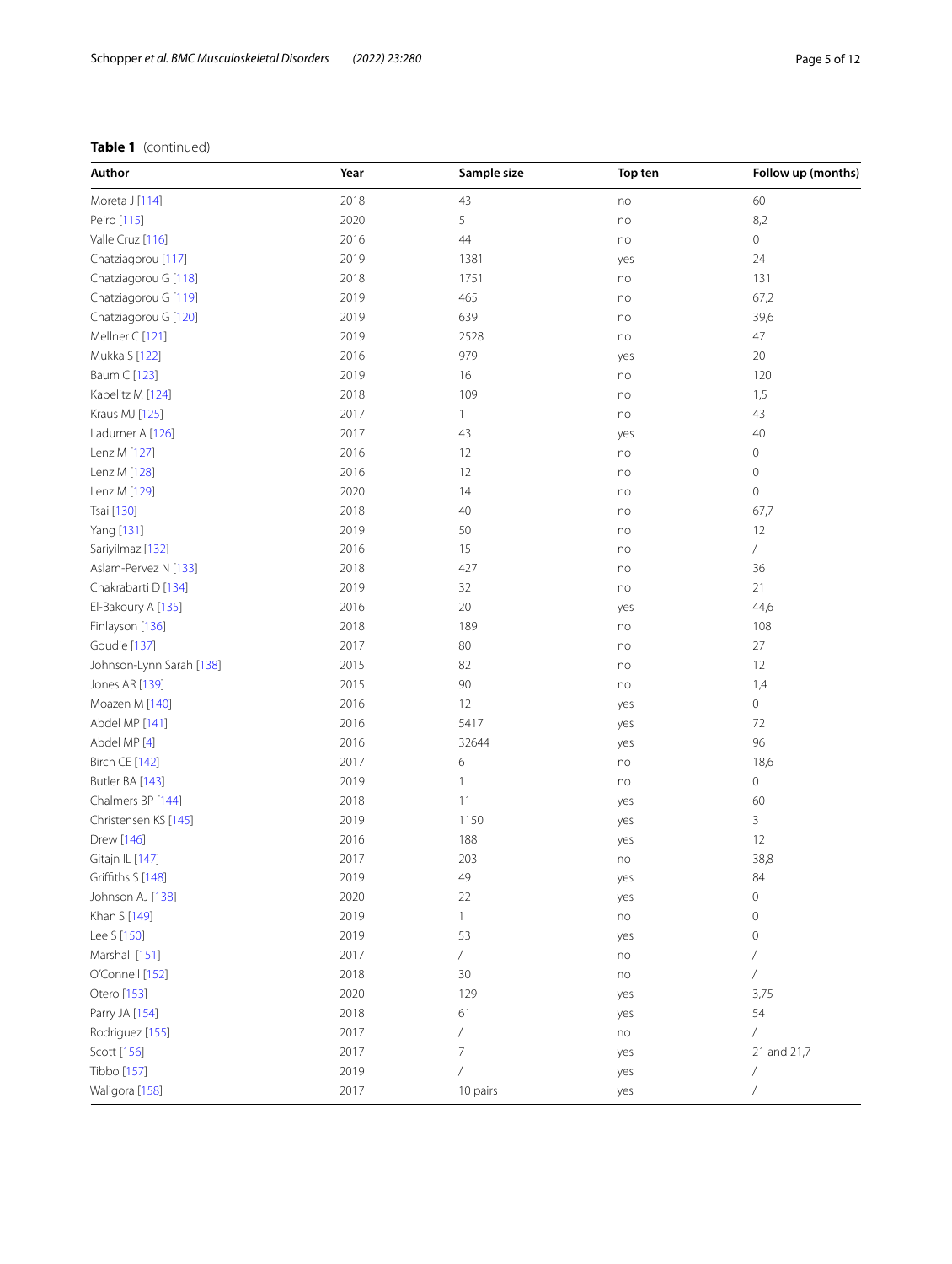**Table 1** (continued)

| Author | Year | Sample size | Top ten | Follow up (months) |
|---|---|---|---|---|
| Moreta J [114] | 2018 | 43 | no | 60 |
| Peiro [115] | 2020 | 5 | no | 8,2 |
| Valle Cruz [116] | 2016 | 44 | no | 0 |
| Chatziagorou [117] | 2019 | 1381 | yes | 24 |
| Chatziagorou G [118] | 2018 | 1751 | no | 131 |
| Chatziagorou G [119] | 2019 | 465 | no | 67,2 |
| Chatziagorou G [120] | 2019 | 639 | no | 39,6 |
| Mellner C [121] | 2019 | 2528 | no | 47 |
| Mukka S [122] | 2016 | 979 | yes | 20 |
| Baum C [123] | 2019 | 16 | no | 120 |
| Kabelitz M [124] | 2018 | 109 | no | 1,5 |
| Kraus MJ [125] | 2017 | 1 | no | 43 |
| Ladurner A [126] | 2017 | 43 | yes | 40 |
| Lenz M [127] | 2016 | 12 | no | 0 |
| Lenz M [128] | 2016 | 12 | no | 0 |
| Lenz M [129] | 2020 | 14 | no | 0 |
| Tsai [130] | 2018 | 40 | no | 67,7 |
| Yang [131] | 2019 | 50 | no | 12 |
| Sariyilmaz [132] | 2016 | 15 | no | / |
| Aslam-Pervez N [133] | 2018 | 427 | no | 36 |
| Chakrabarti D [134] | 2019 | 32 | no | 21 |
| El-Bakoury A [135] | 2016 | 20 | yes | 44,6 |
| Finlayson [136] | 2018 | 189 | no | 108 |
| Goudie [137] | 2017 | 80 | no | 27 |
| Johnson-Lynn Sarah [138] | 2015 | 82 | no | 12 |
| Jones AR [139] | 2015 | 90 | no | 1,4 |
| Moazen M [140] | 2016 | 12 | yes | 0 |
| Abdel MP [141] | 2016 | 5417 | yes | 72 |
| Abdel MP [4] | 2016 | 32644 | yes | 96 |
| Birch CE [142] | 2017 | 6 | no | 18,6 |
| Butler BA [143] | 2019 | 1 | no | 0 |
| Chalmers BP [144] | 2018 | 11 | yes | 60 |
| Christensen KS [145] | 2019 | 1150 | yes | 3 |
| Drew [146] | 2016 | 188 | yes | 12 |
| Gitajn IL [147] | 2017 | 203 | no | 38,8 |
| Griffiths S [148] | 2019 | 49 | yes | 84 |
| Johnson AJ [138] | 2020 | 22 | yes | 0 |
| Khan S [149] | 2019 | 1 | no | 0 |
| Lee S [150] | 2019 | 53 | yes | 0 |
| Marshall [151] | 2017 | / | no | / |
| O'Connell [152] | 2018 | 30 | no | / |
| Otero [153] | 2020 | 129 | yes | 3,75 |
| Parry JA [154] | 2018 | 61 | yes | 54 |
| Rodriguez [155] | 2017 | / | no | / |
| Scott [156] | 2017 | 7 | yes | 21 and 21,7 |
| Tibbo [157] | 2019 | / | yes | / |
| Waligora [158] | 2017 | 10 pairs | yes | / |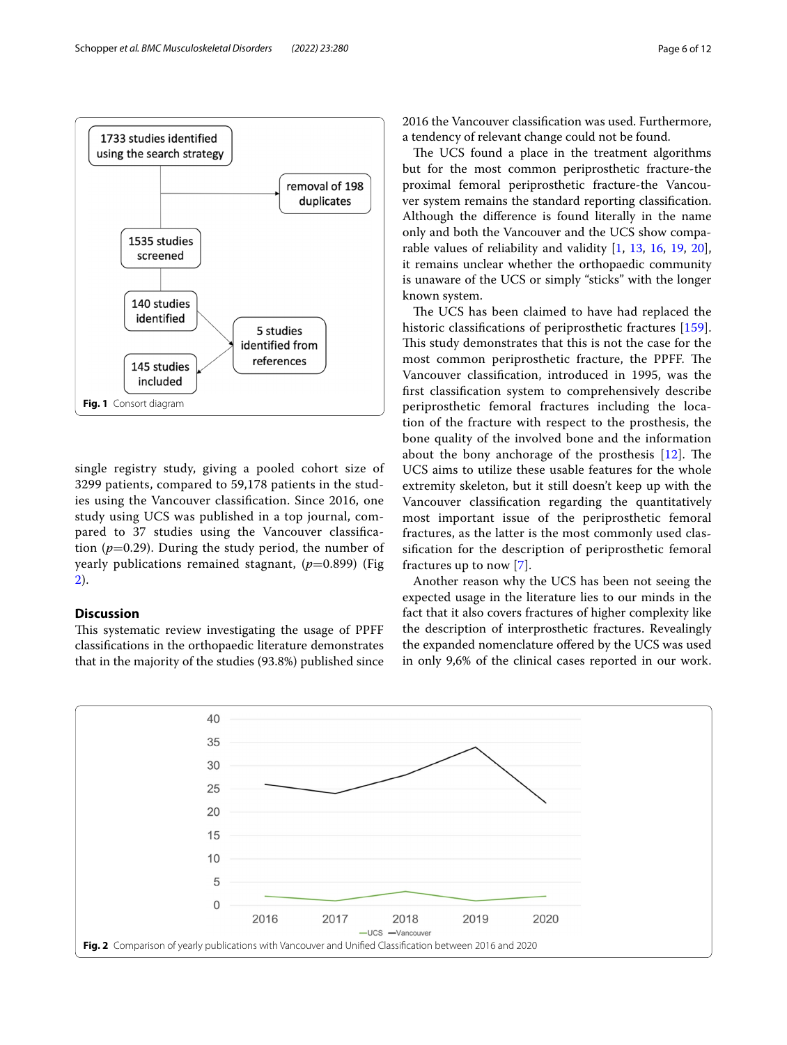Fig. 1 Consort diagram

single registry study, giving a pooled cohort size of 3299 patients, compared to 59,178 patients in the studies using the Vancouver classification. Since 2016, one study using UCS was published in a top journal, compared to 37 studies using the Vancouver classification ($p$=0.29). During the study period, the number of yearly publications remained stagnant, ($p$=0.899) (Fig 2).

## Discussion

This systematic review investigating the usage of PPFF classifications in the orthopaedic literature demonstrates that in the majority of the studies (93.8%) published since 2016 the Vancouver classification was used. Furthermore, a tendency of relevant change could not be found.

The UCS found a place in the treatment algorithms but for the most common periprosthetic fracture-the proximal femoral periprosthetic fracture-the Vancouver system remains the standard reporting classification. Although the difference is found literally in the name only and both the Vancouver and the UCS show comparable values of reliability and validity [1, 13, 16, 19, 20], it remains unclear whether the orthopaedic community is unaware of the UCS or simply "sticks" with the longer known system.

The UCS has been claimed to have had replaced the historic classifications of periprosthetic fractures [159]. This study demonstrates that this is not the case for the most common periprosthetic fracture, the PPFF. The Vancouver classification, introduced in 1995, was the first classification system to comprehensively describe periprosthetic femoral fractures including the location of the fracture with respect to the prosthesis, the bone quality of the involved bone and the information about the bony anchorage of the prosthesis [12]. The UCS aims to utilize these usable features for the whole extremity skeleton, but it still doesn't keep up with the Vancouver classification regarding the quantitatively most important issue of the periprosthetic femoral fractures, as the latter is the most commonly used classification for the description of periprosthetic femoral fractures up to now [7].

Another reason why the UCS has been not seeing the expected usage in the literature lies to our minds in the fact that it also covers fractures of higher complexity like the description of interprosthetic fractures. Revealingly the expanded nomenclature offered by the UCS was used in only 9,6% of the clinical cases reported in our work.

Fig. 2 Comparison of yearly publications with Vancouver and Unified Classification between 2016 and 2020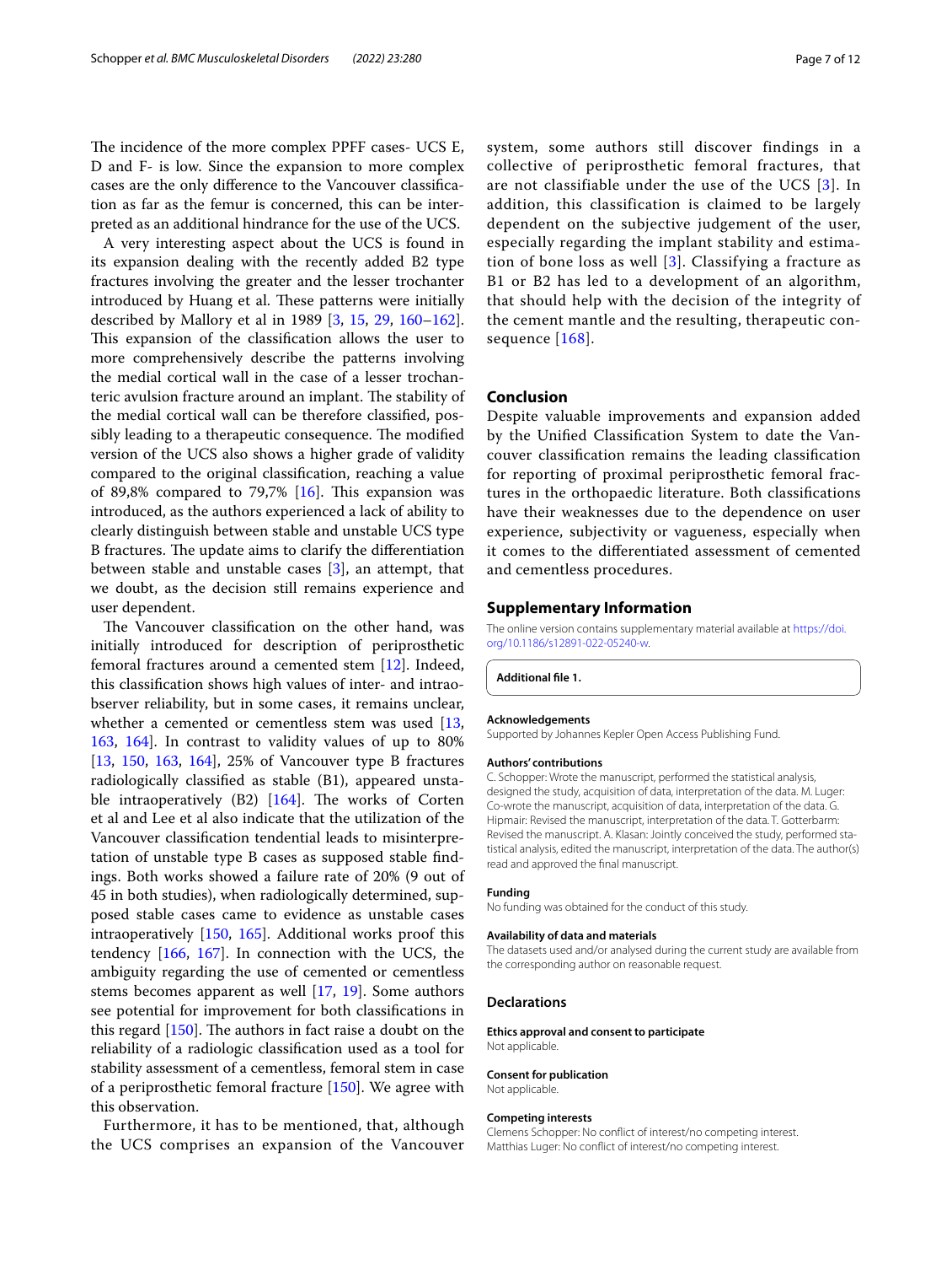The incidence of the more complex PPFF cases- UCS E, D and F- is low. Since the expansion to more complex cases are the only difference to the Vancouver classification as far as the femur is concerned, this can be interpreted as an additional hindrance for the use of the UCS.

A very interesting aspect about the UCS is found in its expansion dealing with the recently added B2 type fractures involving the greater and the lesser trochanter introduced by Huang et al. These patterns were initially described by Mallory et al in 1989 [3, 15, 29, 160–162]. This expansion of the classification allows the user to more comprehensively describe the patterns involving the medial cortical wall in the case of a lesser trochanteric avulsion fracture around an implant. The stability of the medial cortical wall can be therefore classified, possibly leading to a therapeutic consequence. The modified version of the UCS also shows a higher grade of validity compared to the original classification, reaching a value of 89,8% compared to 79,7% [16]. This expansion was introduced, as the authors experienced a lack of ability to clearly distinguish between stable and unstable UCS type B fractures. The update aims to clarify the differentiation between stable and unstable cases [3], an attempt, that we doubt, as the decision still remains experience and user dependent.

The Vancouver classification on the other hand, was initially introduced for description of periprosthetic femoral fractures around a cemented stem [12]. Indeed, this classification shows high values of inter- and intraobserver reliability, but in some cases, it remains unclear, whether a cemented or cementless stem was used [13, 163, 164]. In contrast to validity values of up to 80% [13, 150, 163, 164], 25% of Vancouver type B fractures radiologically classified as stable (B1), appeared unstable intraoperatively (B2) [164]. The works of Corten et al and Lee et al also indicate that the utilization of the Vancouver classification tendential leads to misinterpretation of unstable type B cases as supposed stable findings. Both works showed a failure rate of 20% (9 out of 45 in both studies), when radiologically determined, supposed stable cases came to evidence as unstable cases intraoperatively [150, 165]. Additional works proof this tendency [166, 167]. In connection with the UCS, the ambiguity regarding the use of cemented or cementless stems becomes apparent as well [17, 19]. Some authors see potential for improvement for both classifications in this regard [150]. The authors in fact raise a doubt on the reliability of a radiologic classification used as a tool for stability assessment of a cementless, femoral stem in case of a periprosthetic femoral fracture [150]. We agree with this observation.

Furthermore, it has to be mentioned, that, although the UCS comprises an expansion of the Vancouver system, some authors still discover findings in a collective of periprosthetic femoral fractures, that are not classifiable under the use of the UCS [3]. In addition, this classification is claimed to be largely dependent on the subjective judgement of the user, especially regarding the implant stability and estimation of bone loss as well [3]. Classifying a fracture as B1 or B2 has led to a development of an algorithm, that should help with the decision of the integrity of the cement mantle and the resulting, therapeutic consequence [168].

## Conclusion

Despite valuable improvements and expansion added by the Unified Classification System to date the Vancouver classification remains the leading classification for reporting of proximal periprosthetic femoral fractures in the orthopaedic literature. Both classifications have their weaknesses due to the dependence on user experience, subjectivity or vagueness, especially when it comes to the differentiated assessment of cemented and cementless procedures.

## Supplementary Information

The online version contains supplementary material available at https://doi.org/10.1186/s12891-022-05240-w.

**Additional file 1.**

#### Acknowledgements

Supported by Johannes Kepler Open Access Publishing Fund.

#### Authors' contributions

C. Schopper: Wrote the manuscript, performed the statistical analysis, designed the study, acquisition of data, interpretation of the data. M. Luger: Co-wrote the manuscript, acquisition of data, interpretation of the data. G. Hipmair: Revised the manuscript, interpretation of the data. T. Gotterbarm: Revised the manuscript, interpretation of the data. A. Klasan: Jointly conceived the study, performed statistical analysis, edited the manuscript, interpretation of the data. The author(s) read and approved the final manuscript.

#### Funding

No funding was obtained for the conduct of this study.

#### Availability of data and materials

The datasets used and/or analysed during the current study are available from the corresponding author on reasonable request.

### Declarations

#### Ethics approval and consent to participate

Not applicable.

#### Consent for publication

Not applicable.

#### Competing interests

Clemens Schopper: No conflict of interest/no competing interest.
Matthias Luger: No conflict of interest/no competing interest.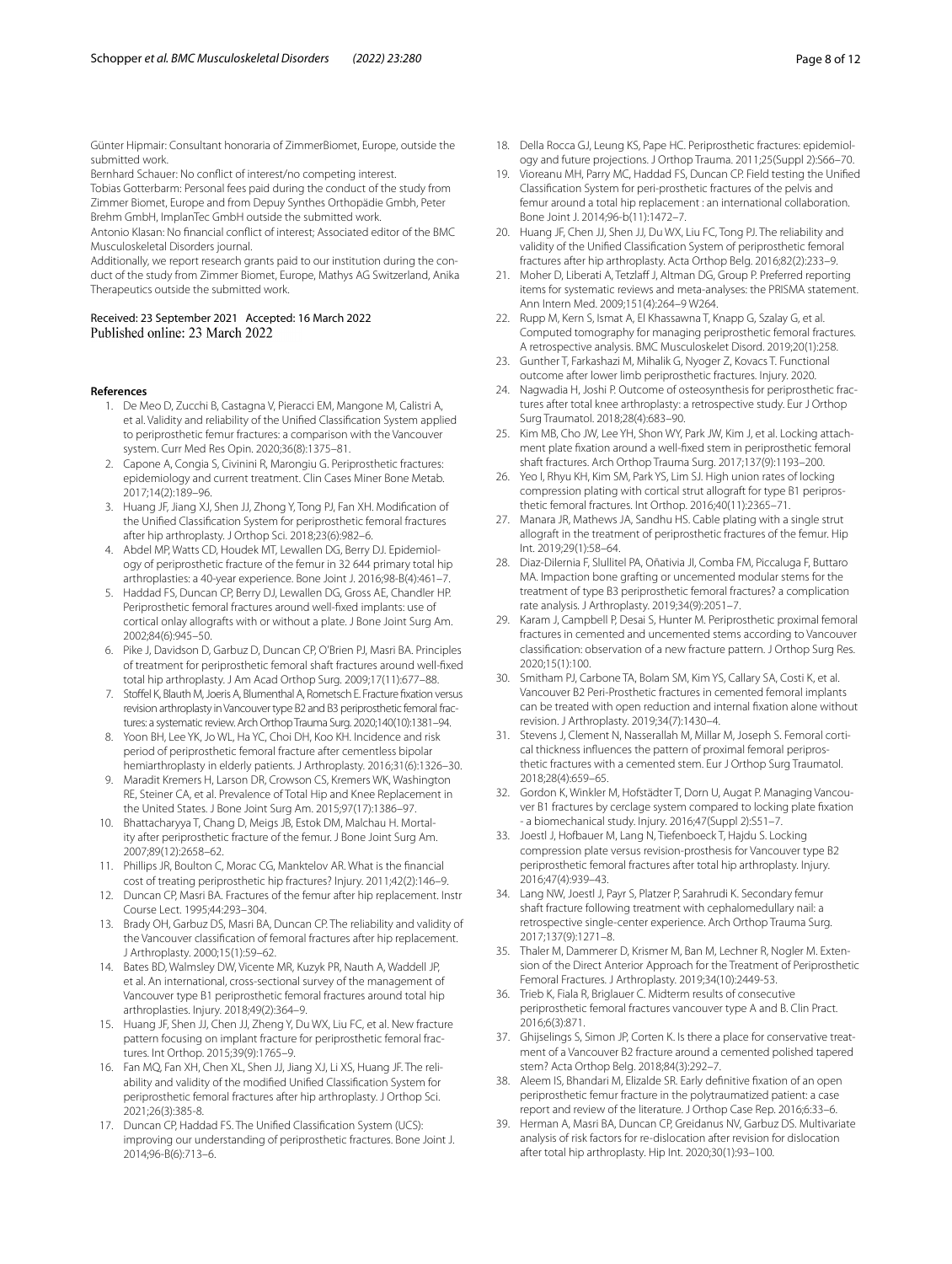Günter Hipmair: Consultant honoraria of ZimmerBiomet, Europe, outside the submitted work.

Bernhard Schauer: No conflict of interest/no competing interest.

Tobias Gotterbarm: Personal fees paid during the conduct of the study from Zimmer Biomet, Europe and from Depuy Synthes Orthopädie Gmbh, Peter Brehm GmbH, ImplanTec GmbH outside the submitted work.

Antonio Klasan: No financial conflict of interest; Associated editor of the BMC Musculoskeletal Disorders journal.

Additionally, we report research grants paid to our institution during the conduct of the study from Zimmer Biomet, Europe, Mathys AG Switzerland, Anika Therapeutics outside the submitted work.

Received: 23 September 2021 Accepted: 16 March 2022
Published online: 23 March 2022

## References

1. De Meo D, Zucchi B, Castagna V, Pieracci EM, Mangone M, Calistri A, et al. Validity and reliability of the Unified Classification System applied to periprosthetic femur fractures: a comparison with the Vancouver system. Curr Med Res Opin. 2020;36(8):1375–81.
2. Capone A, Congia S, Civinini R, Marongiu G. Periprosthetic fractures: epidemiology and current treatment. Clin Cases Miner Bone Metab. 2017;14(2):189–96.
3. Huang JF, Jiang XJ, Shen JJ, Zhong Y, Tong PJ, Fan XH. Modification of the Unified Classification System for periprosthetic femoral fractures after hip arthroplasty. J Orthop Sci. 2018;23(6):982–6.
4. Abdel MP, Watts CD, Houdek MT, Lewallen DG, Berry DJ. Epidemiology of periprosthetic fracture of the femur in 32 644 primary total hip arthroplasties: a 40-year experience. Bone Joint J. 2016;98-B(4):461–7.
5. Haddad FS, Duncan CP, Berry DJ, Lewallen DG, Gross AE, Chandler HP. Periprosthetic femoral fractures around well-fixed implants: use of cortical onlay allografts with or without a plate. J Bone Joint Surg Am. 2002;84(6):945–50.
6. Pike J, Davidson D, Garbuz D, Duncan CP, O'Brien PJ, Masri BA. Principles of treatment for periprosthetic femoral shaft fractures around well-fixed total hip arthroplasty. J Am Acad Orthop Surg. 2009;17(11):677–88.
7. Stoffel K, Blauth M, Joeris A, Blumenthal A, Rometsch E. Fracture fixation versus revision arthroplasty in Vancouver type B2 and B3 periprosthetic femoral fractures: a systematic review. Arch Orthop Trauma Surg. 2020;140(10):1381–94.
8. Yoon BH, Lee YK, Jo WL, Ha YC, Choi DH, Koo KH. Incidence and risk period of periprosthetic femoral fracture after cementless bipolar hemiarthroplasty in elderly patients. J Arthroplasty. 2016;31(6):1326–30.
9. Maradit Kremers H, Larson DR, Crowson CS, Kremers WK, Washington RE, Steiner CA, et al. Prevalence of Total Hip and Knee Replacement in the United States. J Bone Joint Surg Am. 2015;97(17):1386–97.
10. Bhattacharyya T, Chang D, Meigs JB, Estok DM, Malchau H. Mortality after periprosthetic fracture of the femur. J Bone Joint Surg Am. 2007;89(12):2658–62.
11. Phillips JR, Boulton C, Morac CG, Manktelov AR. What is the financial cost of treating periprosthetic hip fractures? Injury. 2011;42(2):146–9.
12. Duncan CP, Masri BA. Fractures of the femur after hip replacement. Instr Course Lect. 1995;44:293–304.
13. Brady OH, Garbuz DS, Masri BA, Duncan CP. The reliability and validity of the Vancouver classification of femoral fractures after hip replacement. J Arthroplasty. 2000;15(1):59–62.
14. Bates BD, Walmsley DW, Vicente MR, Kuzyk PR, Nauth A, Waddell JP, et al. An international, cross-sectional survey of the management of Vancouver type B1 periprosthetic femoral fractures around total hip arthroplasties. Injury. 2018;49(2):364–9.
15. Huang JF, Shen JJ, Chen JJ, Zheng Y, Du WX, Liu FC, et al. New fracture pattern focusing on implant fracture for periprosthetic femoral fractures. Int Orthop. 2015;39(9):1765–9.
16. Fan MQ, Fan XH, Chen XL, Shen JJ, Jiang XJ, Li XS, Huang JF. The reliability and validity of the modified Unified Classification System for periprosthetic femoral fractures after hip arthroplasty. J Orthop Sci. 2021;26(3):385-8.
17. Duncan CP, Haddad FS. The Unified Classification System (UCS): improving our understanding of periprosthetic fractures. Bone Joint J. 2014;96-B(6):713–6.
18. Della Rocca GJ, Leung KS, Pape HC. Periprosthetic fractures: epidemiology and future projections. J Orthop Trauma. 2011;25(Suppl 2):S66–70.
19. Vioreanu MH, Parry MC, Haddad FS, Duncan CP. Field testing the Unified Classification System for peri-prosthetic fractures of the pelvis and femur around a total hip replacement : an international collaboration. Bone Joint J. 2014;96-b(11):1472–7.
20. Huang JF, Chen JJ, Shen JJ, Du WX, Liu FC, Tong PJ. The reliability and validity of the Unified Classification System of periprosthetic femoral fractures after hip arthroplasty. Acta Orthop Belg. 2016;82(2):233–9.
21. Moher D, Liberati A, Tetzlaff J, Altman DG, Group P. Preferred reporting items for systematic reviews and meta-analyses: the PRISMA statement. Ann Intern Med. 2009;151(4):264–9 W264.
22. Rupp M, Kern S, Ismat A, El Khassawna T, Knapp G, Szalay G, et al. Computed tomography for managing periprosthetic femoral fractures. A retrospective analysis. BMC Musculoskelet Disord. 2019;20(1):258.
23. Gunther T, Farkashazi M, Mihalik G, Nyoger Z, Kovacs T. Functional outcome after lower limb periprosthetic fractures. Injury. 2020.
24. Nagwadia H, Joshi P. Outcome of osteosynthesis for periprosthetic fractures after total knee arthroplasty: a retrospective study. Eur J Orthop Surg Traumatol. 2018;28(4):683–90.
25. Kim MB, Cho JW, Lee YH, Shon WY, Park JW, Kim J, et al. Locking attachment plate fixation around a well-fixed stem in periprosthetic femoral shaft fractures. Arch Orthop Trauma Surg. 2017;137(9):1193–200.
26. Yeo I, Rhyu KH, Kim SM, Park YS, Lim SJ. High union rates of locking compression plating with cortical strut allograft for type B1 periprosthetic femoral fractures. Int Orthop. 2016;40(11):2365–71.
27. Manara JR, Mathews JA, Sandhu HS. Cable plating with a single strut allograft in the treatment of periprosthetic fractures of the femur. Hip Int. 2019;29(1):58–64.
28. Diaz-Dilernia F, Slullitel PA, Oñativia JI, Comba FM, Piccaluga F, Buttaro MA. Impaction bone grafting or uncemented modular stems for the treatment of type B3 periprosthetic femoral fractures? a complication rate analysis. J Arthroplasty. 2019;34(9):2051–7.
29. Karam J, Campbell P, Desai S, Hunter M. Periprosthetic proximal femoral fractures in cemented and uncemented stems according to Vancouver classification: observation of a new fracture pattern. J Orthop Surg Res. 2020;15(1):100.
30. Smitham PJ, Carbone TA, Bolam SM, Kim YS, Callary SA, Costi K, et al. Vancouver B2 Peri-Prosthetic fractures in cemented femoral implants can be treated with open reduction and internal fixation alone without revision. J Arthroplasty. 2019;34(7):1430–4.
31. Stevens J, Clement N, Nasserallah M, Millar M, Joseph S. Femoral cortical thickness influences the pattern of proximal femoral periprosthetic fractures with a cemented stem. Eur J Orthop Surg Traumatol. 2018;28(4):659–65.
32. Gordon K, Winkler M, Hofstädter T, Dorn U, Augat P. Managing Vancouver B1 fractures by cerclage system compared to locking plate fixation - a biomechanical study. Injury. 2016;47(Suppl 2):S51–7.
33. Joestl J, Hofbauer M, Lang N, Tiefenboeck T, Hajdu S. Locking compression plate versus revision-prosthesis for Vancouver type B2 periprosthetic femoral fractures after total hip arthroplasty. Injury. 2016;47(4):939–43.
34. Lang NW, Joestl J, Payr S, Platzer P, Sarahrudi K. Secondary femur shaft fracture following treatment with cephalomedullary nail: a retrospective single-center experience. Arch Orthop Trauma Surg. 2017;137(9):1271–8.
35. Thaler M, Dammerer D, Krismer M, Ban M, Lechner R, Nogler M. Extension of the Direct Anterior Approach for the Treatment of Periprosthetic Femoral Fractures. J Arthroplasty. 2019;34(10):2449-53.
36. Trieb K, Fiala R, Briglauer C. Midterm results of consecutive periprosthetic femoral fractures vancouver type A and B. Clin Pract. 2016;6(3):871.
37. Ghijselings S, Simon JP, Corten K. Is there a place for conservative treatment of a Vancouver B2 fracture around a cemented polished tapered stem? Acta Orthop Belg. 2018;84(3):292–7.
38. Aleem IS, Bhandari M, Elizalde SR. Early definitive fixation of an open periprosthetic femur fracture in the polytraumatized patient: a case report and review of the literature. J Orthop Case Rep. 2016;6:33–6.
39. Herman A, Masri BA, Duncan CP, Greidanus NV, Garbuz DS. Multivariate analysis of risk factors for re-dislocation after revision for dislocation after total hip arthroplasty. Hip Int. 2020;30(1):93–100.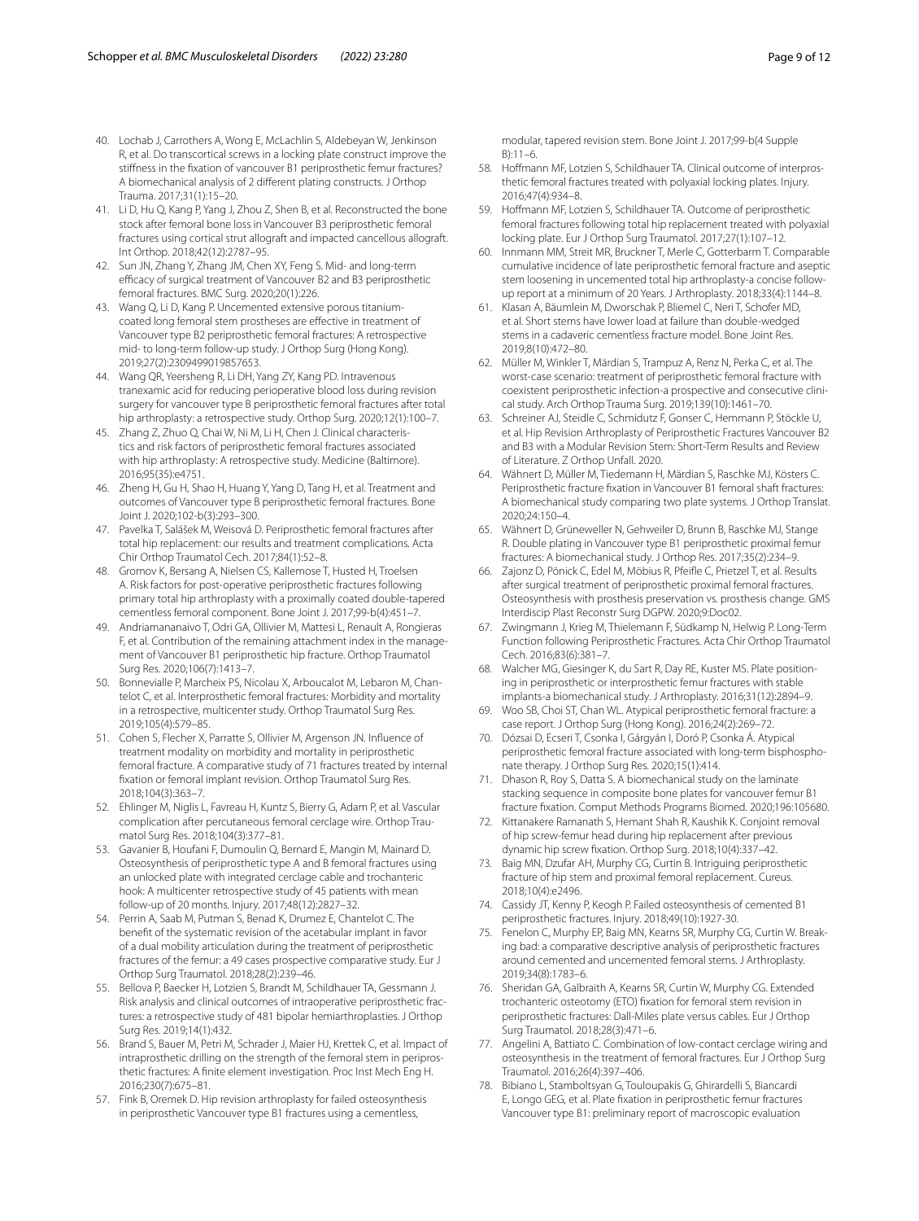40. Lochab J, Carrothers A, Wong E, McLachlin S, Aldebeyan W, Jenkinson R, et al. Do transcortical screws in a locking plate construct improve the stiffness in the fixation of vancouver B1 periprosthetic femur fractures? A biomechanical analysis of 2 different plating constructs. J Orthop Trauma. 2017;31(1):15–20.
41. Li D, Hu Q, Kang P, Yang J, Zhou Z, Shen B, et al. Reconstructed the bone stock after femoral bone loss in Vancouver B3 periprosthetic femoral fractures using cortical strut allograft and impacted cancellous allograft. Int Orthop. 2018;42(12):2787–95.
42. Sun JN, Zhang Y, Zhang JM, Chen XY, Feng S. Mid- and long-term efficacy of surgical treatment of Vancouver B2 and B3 periprosthetic femoral fractures. BMC Surg. 2020;20(1):226.
43. Wang Q, Li D, Kang P. Uncemented extensive porous titanium-coated long femoral stem prostheses are effective in treatment of Vancouver type B2 periprosthetic femoral fractures: A retrospective mid- to long-term follow-up study. J Orthop Surg (Hong Kong). 2019;27(2):2309499019857653.
44. Wang QR, Yeersheng R, Li DH, Yang ZY, Kang PD. Intravenous tranexamic acid for reducing perioperative blood loss during revision surgery for vancouver type B periprosthetic femoral fractures after total hip arthroplasty: a retrospective study. Orthop Surg. 2020;12(1):100–7.
45. Zhang Z, Zhuo Q, Chai W, Ni M, Li H, Chen J. Clinical characteristics and risk factors of periprosthetic femoral fractures associated with hip arthroplasty: A retrospective study. Medicine (Baltimore). 2016;95(35):e4751.
46. Zheng H, Gu H, Shao H, Huang Y, Yang D, Tang H, et al. Treatment and outcomes of Vancouver type B periprosthetic femoral fractures. Bone Joint J. 2020;102-b(3):293–300.
47. Pavelka T, Salášek M, Weisová D. Periprosthetic femoral fractures after total hip replacement: our results and treatment complications. Acta Chir Orthop Traumatol Cech. 2017;84(1):52–8.
48. Gromov K, Bersang A, Nielsen CS, Kallemose T, Husted H, Troelsen A. Risk factors for post-operative periprosthetic fractures following primary total hip arthroplasty with a proximally coated double-tapered cementless femoral component. Bone Joint J. 2017;99-b(4):451–7.
49. Andriamananaivo T, Odri GA, Ollivier M, Mattesi L, Renault A, Rongieras F, et al. Contribution of the remaining attachment index in the management of Vancouver B1 periprosthetic hip fracture. Orthop Traumatol Surg Res. 2020;106(7):1413–7.
50. Bonnevialle P, Marcheix PS, Nicolau X, Arboucalot M, Lebaron M, Chantelot C, et al. Interprosthetic femoral fractures: Morbidity and mortality in a retrospective, multicenter study. Orthop Traumatol Surg Res. 2019;105(4):579–85.
51. Cohen S, Flecher X, Parratte S, Ollivier M, Argenson JN. Influence of treatment modality on morbidity and mortality in periprosthetic femoral fracture. A comparative study of 71 fractures treated by internal fixation or femoral implant revision. Orthop Traumatol Surg Res. 2018;104(3):363–7.
52. Ehlinger M, Niglis L, Favreau H, Kuntz S, Bierry G, Adam P, et al. Vascular complication after percutaneous femoral cerclage wire. Orthop Traumatol Surg Res. 2018;104(3):377–81.
53. Gavanier B, Houfani F, Dumoulin Q, Bernard E, Mangin M, Mainard D. Osteosynthesis of periprosthetic type A and B femoral fractures using an unlocked plate with integrated cerclage cable and trochanteric hook: A multicenter retrospective study of 45 patients with mean follow-up of 20 months. Injury. 2017;48(12):2827–32.
54. Perrin A, Saab M, Putman S, Benad K, Drumez E, Chantelot C. The benefit of the systematic revision of the acetabular implant in favor of a dual mobility articulation during the treatment of periprosthetic fractures of the femur: a 49 cases prospective comparative study. Eur J Orthop Surg Traumatol. 2018;28(2):239–46.
55. Bellova P, Baecker H, Lotzien S, Brandt M, Schildhauer TA, Gessmann J. Risk analysis and clinical outcomes of intraoperative periprosthetic fractures: a retrospective study of 481 bipolar hemiarthroplasties. J Orthop Surg Res. 2019;14(1):432.
56. Brand S, Bauer M, Petri M, Schrader J, Maier HJ, Krettek C, et al. Impact of intraprosthetic drilling on the strength of the femoral stem in periprosthetic fractures: A finite element investigation. Proc Inst Mech Eng H. 2016;230(7):675–81.
57. Fink B, Oremek D. Hip revision arthroplasty for failed osteosynthesis in periprosthetic Vancouver type B1 fractures using a cementless, modular, tapered revision stem. Bone Joint J. 2017;99-b(4 Supple B):11–6.
58. Hoffmann MF, Lotzien S, Schildhauer TA. Clinical outcome of interprosthetic femoral fractures treated with polyaxial locking plates. Injury. 2016;47(4):934–8.
59. Hoffmann MF, Lotzien S, Schildhauer TA. Outcome of periprosthetic femoral fractures following total hip replacement treated with polyaxial locking plate. Eur J Orthop Surg Traumatol. 2017;27(1):107–12.
60. Innmann MM, Streit MR, Bruckner T, Merle C, Gotterbarm T. Comparable cumulative incidence of late periprosthetic femoral fracture and aseptic stem loosening in uncemented total hip arthroplasty-a concise follow-up report at a minimum of 20 Years. J Arthroplasty. 2018;33(4):1144–8.
61. Klasan A, Bäumlein M, Dworschak P, Bliemel C, Neri T, Schofer MD, et al. Short stems have lower load at failure than double-wedged stems in a cadaveric cementless fracture model. Bone Joint Res. 2019;8(10):472–80.
62. Müller M, Winkler T, Märdian S, Trampuz A, Renz N, Perka C, et al. The worst-case scenario: treatment of periprosthetic femoral fracture with coexistent periprosthetic infection-a prospective and consecutive clinical study. Arch Orthop Trauma Surg. 2019;139(10):1461–70.
63. Schreiner AJ, Steidle C, Schmidutz F, Gonser C, Hemmann P, Stöckle U, et al. Hip Revision Arthroplasty of Periprosthetic Fractures Vancouver B2 and B3 with a Modular Revision Stem: Short-Term Results and Review of Literature. Z Orthop Unfall. 2020.
64. Wähnert D, Müller M, Tiedemann H, Märdian S, Raschke MJ, Kösters C. Periprosthetic fracture fixation in Vancouver B1 femoral shaft fractures: A biomechanical study comparing two plate systems. J Orthop Translat. 2020;24:150–4.
65. Wähnert D, Grüneweller N, Gehweiler D, Brunn B, Raschke MJ, Stange R. Double plating in Vancouver type B1 periprosthetic proximal femur fractures: A biomechanical study. J Orthop Res. 2017;35(2):234–9.
66. Zajonz D, Pönick C, Edel M, Möbius R, Pfeifle C, Prietzel T, et al. Results after surgical treatment of periprosthetic proximal femoral fractures. Osteosynthesis with prosthesis preservation vs. prosthesis change. GMS Interdiscip Plast Reconstr Surg DGPW. 2020;9:Doc02.
67. Zwingmann J, Krieg M, Thielemann F, Südkamp N, Helwig P. Long-Term Function following Periprosthetic Fractures. Acta Chir Orthop Traumatol Cech. 2016;83(6):381–7.
68. Walcher MG, Giesinger K, du Sart R, Day RE, Kuster MS. Plate positioning in periprosthetic or interprosthetic femur fractures with stable implants-a biomechanical study. J Arthroplasty. 2016;31(12):2894–9.
69. Woo SB, Choi ST, Chan WL. Atypical periprosthetic femoral fracture: a case report. J Orthop Surg (Hong Kong). 2016;24(2):269–72.
70. Dózsai D, Ecseri T, Csonka I, Gárgyán I, Doró P, Csonka Á. Atypical periprosthetic femoral fracture associated with long-term bisphosphonate therapy. J Orthop Surg Res. 2020;15(1):414.
71. Dhason R, Roy S, Datta S. A biomechanical study on the laminate stacking sequence in composite bone plates for vancouver femur B1 fracture fixation. Comput Methods Programs Biomed. 2020;196:105680.
72. Kittanakere Ramanath S, Hemant Shah R, Kaushik K. Conjoint removal of hip screw-femur head during hip replacement after previous dynamic hip screw fixation. Orthop Surg. 2018;10(4):337–42.
73. Baig MN, Dzufar AH, Murphy CG, Curtin B. Intriguing periprosthetic fracture of hip stem and proximal femoral replacement. Cureus. 2018;10(4):e2496.
74. Cassidy JT, Kenny P, Keogh P. Failed osteosynthesis of cemented B1 periprosthetic fractures. Injury. 2018;49(10):1927-30.
75. Fenelon C, Murphy EP, Baig MN, Kearns SR, Murphy CG, Curtin W. Breaking bad: a comparative descriptive analysis of periprosthetic fractures around cemented and uncemented femoral stems. J Arthroplasty. 2019;34(8):1783–6.
76. Sheridan GA, Galbraith A, Kearns SR, Curtin W, Murphy CG. Extended trochanteric osteotomy (ETO) fixation for femoral stem revision in periprosthetic fractures: Dall-Miles plate versus cables. Eur J Orthop Surg Traumatol. 2018;28(3):471–6.
77. Angelini A, Battiato C. Combination of low-contact cerclage wiring and osteosynthesis in the treatment of femoral fractures. Eur J Orthop Surg Traumatol. 2016;26(4):397–406.
78. Bibiano L, Stamboltsyan G, Touloupakis G, Ghirardelli S, Biancardi E, Longo GEG, et al. Plate fixation in periprosthetic femur fractures Vancouver type B1: preliminary report of macroscopic evaluation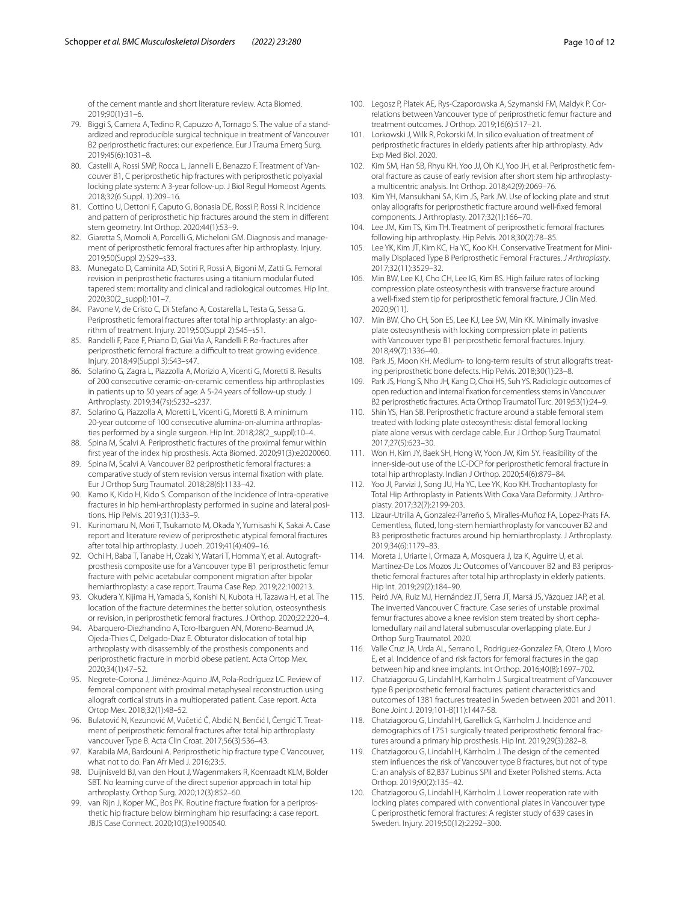of the cement mantle and short literature review. Acta Biomed. 2019;90(1):31–6.

79. Biggi S, Camera A, Tedino R, Capuzzo A, Tornago S. The value of a standardized and reproducible surgical technique in treatment of Vancouver B2 periprosthetic fractures: our experience. Eur J Trauma Emerg Surg. 2019;45(6):1031–8.
80. Castelli A, Rossi SMP, Rocca L, Jannelli E, Benazzo F. Treatment of Vancouver B1, C periprosthetic hip fractures with periprosthetic polyaxial locking plate system: A 3-year follow-up. J Biol Regul Homeost Agents. 2018;32(6 Suppl. 1):209–16.
81. Cottino U, Dettoni F, Caputo G, Bonasia DE, Rossi P, Rossi R. Incidence and pattern of periprosthetic hip fractures around the stem in different stem geometry. Int Orthop. 2020;44(1):53–9.
82. Giaretta S, Momoli A, Porcelli G, Micheloni GM. Diagnosis and management of periprosthetic femoral fractures after hip arthroplasty. Injury. 2019;50(Suppl 2):S29–s33.
83. Munegato D, Caminita AD, Sotiri R, Rossi A, Bigoni M, Zatti G. Femoral revision in periprosthetic fractures using a titanium modular fluted tapered stem: mortality and clinical and radiological outcomes. Hip Int. 2020;30(2_suppl):101–7.
84. Pavone V, de Cristo C, Di Stefano A, Costarella L, Testa G, Sessa G. Periprosthetic femoral fractures after total hip arthroplasty: an algorithm of treatment. Injury. 2019;50(Suppl 2):S45–s51.
85. Randelli F, Pace F, Priano D, Giai Via A, Randelli P. Re-fractures after periprosthetic femoral fracture: a difficult to treat growing evidence. Injury. 2018;49(Suppl 3):S43–s47.
86. Solarino G, Zagra L, Piazzolla A, Morizio A, Vicenti G, Moretti B. Results of 200 consecutive ceramic-on-ceramic cementless hip arthroplasties in patients up to 50 years of age: A 5-24 years of follow-up study. J Arthroplasty. 2019;34(7s):S232–s237.
87. Solarino G, Piazzolla A, Moretti L, Vicenti G, Moretti B. A minimum 20-year outcome of 100 consecutive alumina-on-alumina arthroplasties performed by a single surgeon. Hip Int. 2018;28(2_suppl):10–4.
88. Spina M, Scalvi A. Periprosthetic fractures of the proximal femur within first year of the index hip prosthesis. Acta Biomed. 2020;91(3):e2020060.
89. Spina M, Scalvi A. Vancouver B2 periprosthetic femoral fractures: a comparative study of stem revision versus internal fixation with plate. Eur J Orthop Surg Traumatol. 2018;28(6):1133–42.
90. Kamo K, Kido H, Kido S. Comparison of the Incidence of Intra-operative fractures in hip hemi-arthroplasty performed in supine and lateral positions. Hip Pelvis. 2019;31(1):33–9.
91. Kurinomaru N, Mori T, Tsukamoto M, Okada Y, Yumisashi K, Sakai A. Case report and literature review of periprosthetic atypical femoral fractures after total hip arthroplasty. J uoeh. 2019;41(4):409–16.
92. Ochi H, Baba T, Tanabe H, Ozaki Y, Watari T, Homma Y, et al. Autograft-prosthesis composite use for a Vancouver type B1 periprosthetic femur fracture with pelvic acetabular component migration after bipolar hemiarthroplasty: a case report. Trauma Case Rep. 2019;22:100213.
93. Okudera Y, Kijima H, Yamada S, Konishi N, Kubota H, Tazawa H, et al. The location of the fracture determines the better solution, osteosynthesis or revision, in periprosthetic femoral fractures. J Orthop. 2020;22:220–4.
94. Abarquero-Diezhandino A, Toro-Ibarguen AN, Moreno-Beamud JA, Ojeda-Thies C, Delgado-Diaz E. Obturator dislocation of total hip arthroplasty with disassembly of the prosthesis components and periprosthetic fracture in morbid obese patient. Acta Ortop Mex. 2020;34(1):47–52.
95. Negrete-Corona J, Jiménez-Aquino JM, Pola-Rodríguez LC. Review of femoral component with proximal metaphyseal reconstruction using allograft cortical struts in a multioperated patient. Case report. Acta Ortop Mex. 2018;32(1):48–52.
96. Bulatović N, Kezunović M, Vučetić Č, Abdić N, Benčić I, Čengić T. Treatment of periprosthetic femoral fractures after total hip arthroplasty vancouver Type B. Acta Clin Croat. 2017;56(3):536–43.
97. Karabila MA, Bardouni A. Periprosthetic hip fracture type C Vancouver, what not to do. Pan Afr Med J. 2016;23:5.
98. Duijnisveld BJ, van den Hout J, Wagenmakers R, Koenraadt KLM, Bolder SBT. No learning curve of the direct superior approach in total hip arthroplasty. Orthop Surg. 2020;12(3):852–60.
99. van Rijn J, Koper MC, Bos PK. Routine fracture fixation for a periprosthetic hip fracture below birmingham hip resurfacing: a case report. JBJS Case Connect. 2020;10(3):e1900540.
100. Legosz P, Platek AE, Rys-Czaporowska A, Szymanski FM, Maldyk P. Correlations between Vancouver type of periprosthetic femur fracture and treatment outcomes. J Orthop. 2019;16(6):517–21.
101. Lorkowski J, Wilk R, Pokorski M. In silico evaluation of treatment of periprosthetic fractures in elderly patients after hip arthroplasty. Adv Exp Med Biol. 2020.
102. Kim SM, Han SB, Rhyu KH, Yoo JJ, Oh KJ, Yoo JH, et al. Periprosthetic femoral fracture as cause of early revision after short stem hip arthroplasty-a multicentric analysis. Int Orthop. 2018;42(9):2069–76.
103. Kim YH, Mansukhani SA, Kim JS, Park JW. Use of locking plate and strut onlay allografts for periprosthetic fracture around well-fixed femoral components. J Arthroplasty. 2017;32(1):166–70.
104. Lee JM, Kim TS, Kim TH. Treatment of periprosthetic femoral fractures following hip arthroplasty. Hip Pelvis. 2018;30(2):78–85.
105. Lee YK, Kim JT, Kim KC, Ha YC, Koo KH. Conservative Treatment for Minimally Displaced Type B Periprosthetic Femoral Fractures. *J Arthroplasty*. 2017;32(11):3529–32.
106. Min BW, Lee KJ, Cho CH, Lee IG, Kim BS. High failure rates of locking compression plate osteosynthesis with transverse fracture around a well-fixed stem tip for periprosthetic femoral fracture. J Clin Med. 2020;9(11).
107. Min BW, Cho CH, Son ES, Lee KJ, Lee SW, Min KK. Minimally invasive plate osteosynthesis with locking compression plate in patients with Vancouver type B1 periprosthetic femoral fractures. Injury. 2018;49(7):1336–40.
108. Park JS, Moon KH. Medium- to long-term results of strut allografts treating periprosthetic bone defects. Hip Pelvis. 2018;30(1):23–8.
109. Park JS, Hong S, Nho JH, Kang D, Choi HS, Suh YS. Radiologic outcomes of open reduction and internal fixation for cementless stems in Vancouver B2 periprosthetic fractures. Acta Orthop Traumatol Turc. 2019;53(1):24–9.
110. Shin YS, Han SB. Periprosthetic fracture around a stable femoral stem treated with locking plate osteosynthesis: distal femoral locking plate alone versus with cerclage cable. Eur J Orthop Surg Traumatol. 2017;27(5):623–30.
111. Won H, Kim JY, Baek SH, Hong W, Yoon JW, Kim SY. Feasibility of the inner-side-out use of the LC-DCP for periprosthetic femoral fracture in total hip arthroplasty. Indian J Orthop. 2020;54(6):879–84.
112. Yoo JI, Parvizi J, Song JU, Ha YC, Lee YK, Koo KH. Trochantoplasty for Total Hip Arthroplasty in Patients With Coxa Vara Deformity. J Arthroplasty. 2017;32(7):2199-203.
113. Lizaur-Utrilla A, Gonzalez-Parreño S, Miralles-Muñoz FA, Lopez-Prats FA. Cementless, fluted, long-stem hemiarthroplasty for vancouver B2 and B3 periprosthetic fractures around hip hemiarthroplasty. J Arthroplasty. 2019;34(6):1179–83.
114. Moreta J, Uriarte I, Ormaza A, Mosquera J, Iza K, Aguirre U, et al. Martínez-De Los Mozos JL: Outcomes of Vancouver B2 and B3 periprosthetic femoral fractures after total hip arthroplasty in elderly patients. Hip Int. 2019;29(2):184–90.
115. Peiró JVA, Ruiz MJ, Hernández JT, Serra JT, Marsá JS, Vázquez JAP, et al. The inverted Vancouver C fracture. Case series of unstable proximal femur fractures above a knee revision stem treated by short cephalomedullary nail and lateral submuscular overlapping plate. Eur J Orthop Surg Traumatol. 2020.
116. Valle Cruz JA, Urda AL, Serrano L, Rodriguez-Gonzalez FA, Otero J, Moro E, et al. Incidence of and risk factors for femoral fractures in the gap between hip and knee implants. Int Orthop. 2016;40(8):1697–702.
117. Chatziagorou G, Lindahl H, Karrholm J. Surgical treatment of Vancouver type B periprosthetic femoral fractures: patient characteristics and outcomes of 1381 fractures treated in Sweden between 2001 and 2011. Bone Joint J. 2019;101-B(11):1447-58.
118. Chatziagorou G, Lindahl H, Garellick G, Kärrholm J. Incidence and demographics of 1751 surgically treated periprosthetic femoral fractures around a primary hip prosthesis. Hip Int. 2019;29(3):282–8.
119. Chatziagorou G, Lindahl H, Kärrholm J. The design of the cemented stem influences the risk of Vancouver type B fractures, but not of type C: an analysis of 82,837 Lubinus SPII and Exeter Polished stems. Acta Orthop. 2019;90(2):135–42.
120. Chatziagorou G, Lindahl H, Kärrholm J. Lower reoperation rate with locking plates compared with conventional plates in Vancouver type C periprosthetic femoral fractures: A register study of 639 cases in Sweden. Injury. 2019;50(12):2292–300.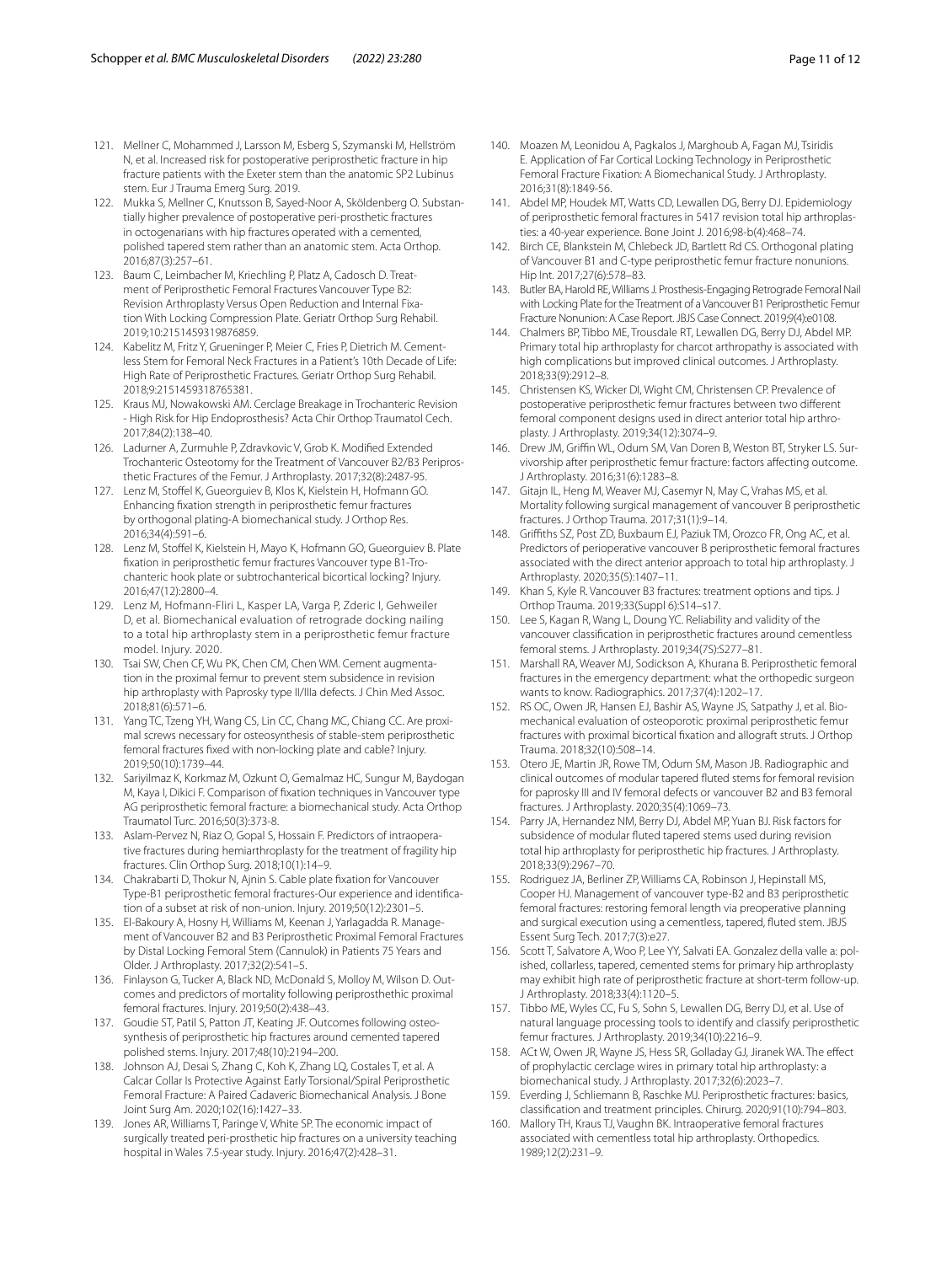121. Mellner C, Mohammed J, Larsson M, Esberg S, Szymanski M, Hellström N, et al. Increased risk for postoperative periprosthetic fracture in hip fracture patients with the Exeter stem than the anatomic SP2 Lubinus stem. Eur J Trauma Emerg Surg. 2019.
122. Mukka S, Mellner C, Knutsson B, Sayed-Noor A, Sköldenberg O. Substantially higher prevalence of postoperative peri-prosthetic fractures in octogenarians with hip fractures operated with a cemented, polished tapered stem rather than an anatomic stem. Acta Orthop. 2016;87(3):257–61.
123. Baum C, Leimbacher M, Kriechling P, Platz A, Cadosch D. Treatment of Periprosthetic Femoral Fractures Vancouver Type B2: Revision Arthroplasty Versus Open Reduction and Internal Fixation With Locking Compression Plate. Geriatr Orthop Surg Rehabil. 2019;10:2151459319876859.
124. Kabelitz M, Fritz Y, Grueninger P, Meier C, Fries P, Dietrich M. Cementless Stem for Femoral Neck Fractures in a Patient's 10th Decade of Life: High Rate of Periprosthetic Fractures. Geriatr Orthop Surg Rehabil. 2018;9:2151459318765381.
125. Kraus MJ, Nowakowski AM. Cerclage Breakage in Trochanteric Revision - High Risk for Hip Endoprosthesis? Acta Chir Orthop Traumatol Cech. 2017;84(2):138–40.
126. Ladurner A, Zurmuhle P, Zdravkovic V, Grob K. Modified Extended Trochanteric Osteotomy for the Treatment of Vancouver B2/B3 Periprosthetic Fractures of the Femur. J Arthroplasty. 2017;32(8):2487-95.
127. Lenz M, Stoffel K, Gueorguiev B, Klos K, Kielstein H, Hofmann GO. Enhancing fixation strength in periprosthetic femur fractures by orthogonal plating-A biomechanical study. J Orthop Res. 2016;34(4):591–6.
128. Lenz M, Stoffel K, Kielstein H, Mayo K, Hofmann GO, Gueorguiev B. Plate fixation in periprosthetic femur fractures Vancouver type B1-Trochanteric hook plate or subtrochanterical bicortical locking? Injury. 2016;47(12):2800–4.
129. Lenz M, Hofmann-Fliri L, Kasper LA, Varga P, Zderic I, Gehweiler D, et al. Biomechanical evaluation of retrograde docking nailing to a total hip arthroplasty stem in a periprosthetic femur fracture model. Injury. 2020.
130. Tsai SW, Chen CF, Wu PK, Chen CM, Chen WM. Cement augmentation in the proximal femur to prevent stem subsidence in revision hip arthroplasty with Paprosky type II/IIIa defects. J Chin Med Assoc. 2018;81(6):571–6.
131. Yang TC, Tzeng YH, Wang CS, Lin CC, Chang MC, Chiang CC. Are proximal screws necessary for osteosynthesis of stable-stem periprosthetic femoral fractures fixed with non-locking plate and cable? Injury. 2019;50(10):1739–44.
132. Sariyilmaz K, Korkmaz M, Ozkunt O, Gemalmaz HC, Sungur M, Baydogan M, Kaya I, Dikici F. Comparison of fixation techniques in Vancouver type AG periprosthetic femoral fracture: a biomechanical study. Acta Orthop Traumatol Turc. 2016;50(3):373-8.
133. Aslam-Pervez N, Riaz O, Gopal S, Hossain F. Predictors of intraoperative fractures during hemiarthroplasty for the treatment of fragility hip fractures. Clin Orthop Surg. 2018;10(1):14–9.
134. Chakrabarti D, Thokur N, Ajnin S. Cable plate fixation for Vancouver Type-B1 periprosthetic femoral fractures-Our experience and identification of a subset at risk of non-union. Injury. 2019;50(12):2301–5.
135. El-Bakoury A, Hosny H, Williams M, Keenan J, Yarlagadda R. Management of Vancouver B2 and B3 Periprosthetic Proximal Femoral Fractures by Distal Locking Femoral Stem (Cannulok) in Patients 75 Years and Older. J Arthroplasty. 2017;32(2):541–5.
136. Finlayson G, Tucker A, Black ND, McDonald S, Molloy M, Wilson D. Outcomes and predictors of mortality following periprosthethic proximal femoral fractures. Injury. 2019;50(2):438–43.
137. Goudie ST, Patil S, Patton JT, Keating JF. Outcomes following osteosynthesis of periprosthetic hip fractures around cemented tapered polished stems. Injury. 2017;48(10):2194–200.
138. Johnson AJ, Desai S, Zhang C, Koh K, Zhang LQ, Costales T, et al. A Calcar Collar Is Protective Against Early Torsional/Spiral Periprosthetic Femoral Fracture: A Paired Cadaveric Biomechanical Analysis. J Bone Joint Surg Am. 2020;102(16):1427–33.
139. Jones AR, Williams T, Paringe V, White SP. The economic impact of surgically treated peri-prosthetic hip fractures on a university teaching hospital in Wales 7.5-year study. Injury. 2016;47(2):428–31.
140. Moazen M, Leonidou A, Pagkalos J, Marghoub A, Fagan MJ, Tsiridis E. Application of Far Cortical Locking Technology in Periprosthetic Femoral Fracture Fixation: A Biomechanical Study. J Arthroplasty. 2016;31(8):1849-56.
141. Abdel MP, Houdek MT, Watts CD, Lewallen DG, Berry DJ. Epidemiology of periprosthetic femoral fractures in 5417 revision total hip arthroplasties: a 40-year experience. Bone Joint J. 2016;98-b(4):468–74.
142. Birch CE, Blankstein M, Chlebeck JD, Bartlett Rd CS. Orthogonal plating of Vancouver B1 and C-type periprosthetic femur fracture nonunions. Hip Int. 2017;27(6):578–83.
143. Butler BA, Harold RE, Williams J. Prosthesis-Engaging Retrograde Femoral Nail with Locking Plate for the Treatment of a Vancouver B1 Periprosthetic Femur Fracture Nonunion: A Case Report. JBJS Case Connect. 2019;9(4):e0108.
144. Chalmers BP, Tibbo ME, Trousdale RT, Lewallen DG, Berry DJ, Abdel MP. Primary total hip arthroplasty for charcot arthropathy is associated with high complications but improved clinical outcomes. J Arthroplasty. 2018;33(9):2912–8.
145. Christensen KS, Wicker DI, Wight CM, Christensen CP. Prevalence of postoperative periprosthetic femur fractures between two different femoral component designs used in direct anterior total hip arthroplasty. J Arthroplasty. 2019;34(12):3074–9.
146. Drew JM, Griffin WL, Odum SM, Van Doren B, Weston BT, Stryker LS. Survivorship after periprosthetic femur fracture: factors affecting outcome. J Arthroplasty. 2016;31(6):1283–8.
147. Gitajn IL, Heng M, Weaver MJ, Casemyr N, May C, Vrahas MS, et al. Mortality following surgical management of vancouver B periprosthetic fractures. J Orthop Trauma. 2017;31(1):9–14.
148. Griffiths SZ, Post ZD, Buxbaum EJ, Paziuk TM, Orozco FR, Ong AC, et al. Predictors of perioperative vancouver B periprosthetic femoral fractures associated with the direct anterior approach to total hip arthroplasty. J Arthroplasty. 2020;35(5):1407–11.
149. Khan S, Kyle R. Vancouver B3 fractures: treatment options and tips. J Orthop Trauma. 2019;33(Suppl 6):S14–s17.
150. Lee S, Kagan R, Wang L, Doung YC. Reliability and validity of the vancouver classification in periprosthetic fractures around cementless femoral stems. J Arthroplasty. 2019;34(7S):S277–81.
151. Marshall RA, Weaver MJ, Sodickson A, Khurana B. Periprosthetic femoral fractures in the emergency department: what the orthopedic surgeon wants to know. Radiographics. 2017;37(4):1202–17.
152. RS OC, Owen JR, Hansen EJ, Bashir AS, Wayne JS, Satpathy J, et al. Biomechanical evaluation of osteoporotic proximal periprosthetic femur fractures with proximal bicortical fixation and allograft struts. J Orthop Trauma. 2018;32(10):508–14.
153. Otero JE, Martin JR, Rowe TM, Odum SM, Mason JB. Radiographic and clinical outcomes of modular tapered fluted stems for femoral revision for paprosky III and IV femoral defects or vancouver B2 and B3 femoral fractures. J Arthroplasty. 2020;35(4):1069–73.
154. Parry JA, Hernandez NM, Berry DJ, Abdel MP, Yuan BJ. Risk factors for subsidence of modular fluted tapered stems used during revision total hip arthroplasty for periprosthetic hip fractures. J Arthroplasty. 2018;33(9):2967–70.
155. Rodriguez JA, Berliner ZP, Williams CA, Robinson J, Hepinstall MS, Cooper HJ. Management of vancouver type-B2 and B3 periprosthetic femoral fractures: restoring femoral length via preoperative planning and surgical execution using a cementless, tapered, fluted stem. JBJS Essent Surg Tech. 2017;7(3):e27.
156. Scott T, Salvatore A, Woo P, Lee YY, Salvati EA. Gonzalez della valle a: polished, collarless, tapered, cemented stems for primary hip arthroplasty may exhibit high rate of periprosthetic fracture at short-term follow-up. J Arthroplasty. 2018;33(4):1120–5.
157. Tibbo ME, Wyles CC, Fu S, Sohn S, Lewallen DG, Berry DJ, et al. Use of natural language processing tools to identify and classify periprosthetic femur fractures. J Arthroplasty. 2019;34(10):2216–9.
158. ACt W, Owen JR, Wayne JS, Hess SR, Golladay GJ, Jiranek WA. The effect of prophylactic cerclage wires in primary total hip arthroplasty: a biomechanical study. J Arthroplasty. 2017;32(6):2023–7.
159. Everding J, Schliemann B, Raschke MJ. Periprosthetic fractures: basics, classification and treatment principles. Chirurg. 2020;91(10):794–803.
160. Mallory TH, Kraus TJ, Vaughn BK. Intraoperative femoral fractures associated with cementless total hip arthroplasty. Orthopedics. 1989;12(2):231–9.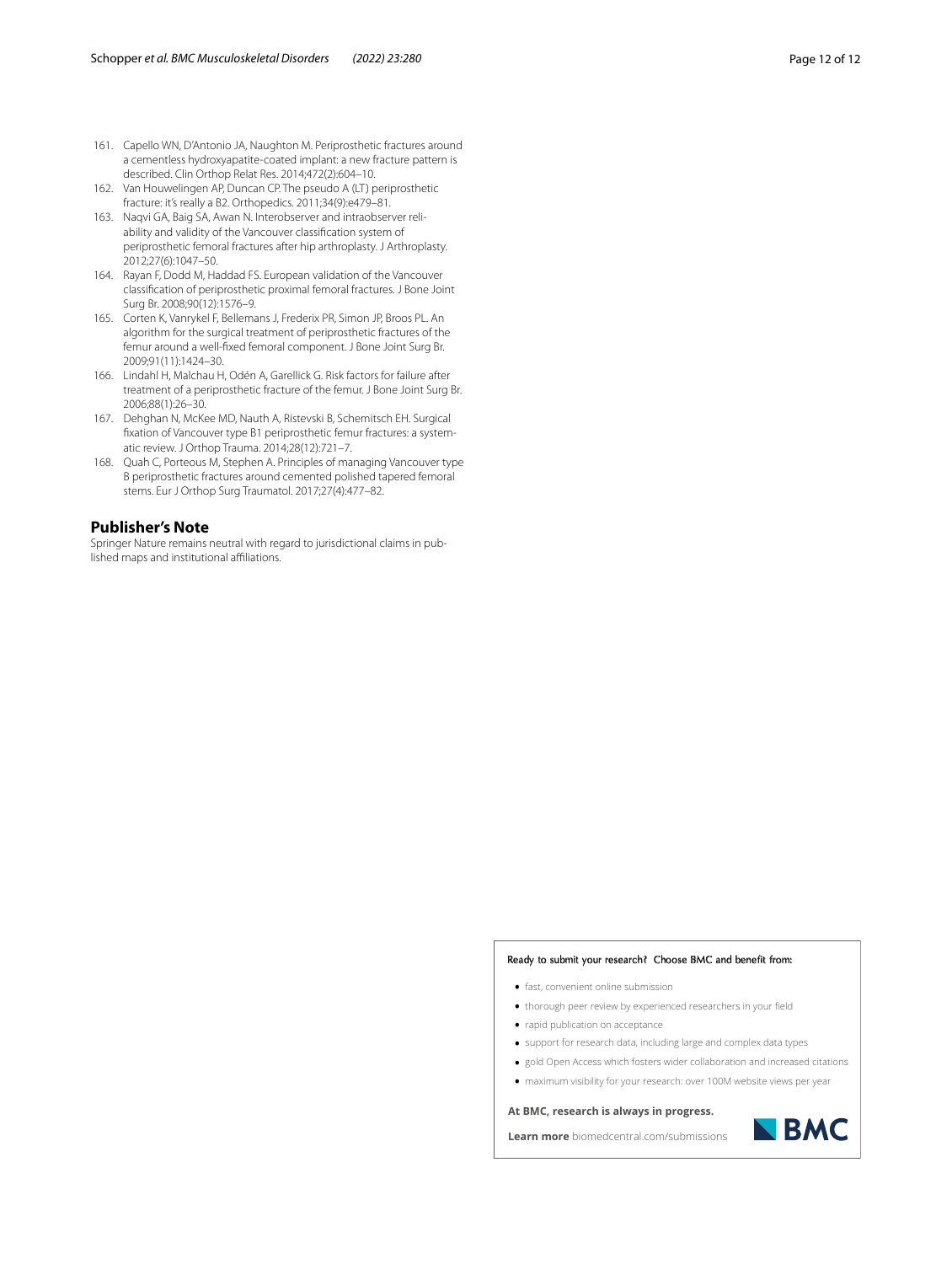161. Capello WN, D'Antonio JA, Naughton M. Periprosthetic fractures around a cementless hydroxyapatite-coated implant: a new fracture pattern is described. Clin Orthop Relat Res. 2014;472(2):604–10.
162. Van Houwelingen AP, Duncan CP. The pseudo A (LT) periprosthetic fracture: it's really a B2. Orthopedics. 2011;34(9):e479–81.
163. Naqvi GA, Baig SA, Awan N. Interobserver and intraobserver reliability and validity of the Vancouver classification system of periprosthetic femoral fractures after hip arthroplasty. J Arthroplasty. 2012;27(6):1047–50.
164. Rayan F, Dodd M, Haddad FS. European validation of the Vancouver classification of periprosthetic proximal femoral fractures. J Bone Joint Surg Br. 2008;90(12):1576–9.
165. Corten K, Vanrykel F, Bellemans J, Frederix PR, Simon JP, Broos PL. An algorithm for the surgical treatment of periprosthetic fractures of the femur around a well-fixed femoral component. J Bone Joint Surg Br. 2009;91(11):1424–30.
166. Lindahl H, Malchau H, Odén A, Garellick G. Risk factors for failure after treatment of a periprosthetic fracture of the femur. J Bone Joint Surg Br. 2006;88(1):26–30.
167. Dehghan N, McKee MD, Nauth A, Ristevski B, Schemitsch EH. Surgical fixation of Vancouver type B1 periprosthetic femur fractures: a systematic review. J Orthop Trauma. 2014;28(12):721–7.
168. Quah C, Porteous M, Stephen A. Principles of managing Vancouver type B periprosthetic fractures around cemented polished tapered femoral stems. Eur J Orthop Surg Traumatol. 2017;27(4):477–82.

## Publisher's Note

Springer Nature remains neutral with regard to jurisdictional claims in published maps and institutional affiliations.

Ready to submit your research? Choose BMC and benefit from:

- fast, convenient online submission
- thorough peer review by experienced researchers in your field
- rapid publication on acceptance
- support for research data, including large and complex data types
- gold Open Access which fosters wider collaboration and increased citations
- maximum visibility for your research: over 100M website views per year

**At BMC, research is always in progress.**

**Learn more** biomedcentral.com/submissions

BMC